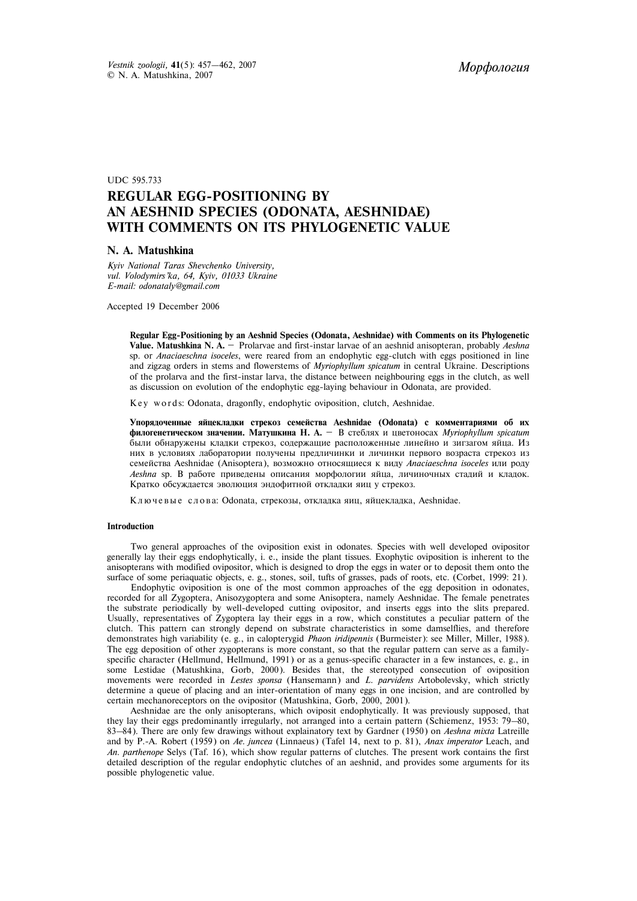UDC 595.733

# REGULAR EGG-POSITIONING BY AN AESHNID SPECIES (ODONATA, AESHNIDAE) WITH COMMENTS ON ITS PHYLOGENETIC VALUE

**N. A. Matushkina**

*Kyiv National Taras Shevchenko University, vul. Volodymirs'ka, 64, Kyiv, 01033 Ukraine*
*E-mail: odonataly@gmail.com*

Accepted 19 December 2006

**Regular Egg-Positioning by an Aeshnid Species (Odonata, Aeshnidae) with Comments on its Phylogenetic Value. Matushkina N. A.** — Prolarvae and first-instar larvae of an aeshnid anisopteran, probably *Aeshna* sp. or *Anaciaeschna isoceles*, were reared from an endophytic egg-clutch with eggs positioned in line and zigzag orders in stems and flowerstems of *Myriophyllum spicatum* in central Ukraine. Descriptions of the prolarva and the first-instar larva, the distance between neighbouring eggs in the clutch, as well as discussion on evolution of the endophytic egg-laying behaviour in Odonata, are provided.

Key words: Odonata, dragonfly, endophytic oviposition, clutch, Aeshnidae.

**Упорядоченные яйцекладки стрекоз семейства Aeshnidae (Odonata) с комментариями об их филогенетическом значении. Матушкина Н. А.** — В стеблях и цветоносах *Myriophyllum spicatum* были обнаружены кладки стрекоз, содержащие расположенные линейно и зигзагом яйца. Из них в условиях лаборатории получены предличинки и личинки первого возраста стрекоз из семейства Aeshnidae (Anisoptera), возможно относящиеся к виду *Anaciaeschna isoceles* или роду *Aeshna* sp. В работе приведены описания морфологии яйца, личиночных стадий и кладок. Кратко обсуждается эволюция эндофитной откладки яиц у стрекоз.

Ключевые слова: Odonata, стрекозы, откладка яиц, яйцекладка, Aeshnidae.

## Introduction

Two general approaches of the oviposition exist in odonates. Species with well developed ovipositor generally lay their eggs endophytically, i. e., inside the plant tissues. Exophytic oviposition is inherent to the anisopterans with modified ovipositor, which is designed to drop the eggs in water or to deposit them onto the surface of some periaquatic objects, e. g., stones, soil, tufts of grasses, pads of roots, etc. (Corbet, 1999: 21).

Endophytic oviposition is one of the most common approaches of the egg deposition in odonates, recorded for all Zygoptera, Anisozygoptera and some Anisoptera, namely Aeshnidae. The female penetrates the substrate periodically by well-developed cutting ovipositor, and inserts eggs into the slits prepared. Usually, representatives of Zygoptera lay their eggs in a row, which constitutes a peculiar pattern of the clutch. This pattern can strongly depend on substrate characteristics in some damselflies, and therefore demonstrates high variability (e. g., in calopterygid *Phaon iridipennis* (Burmeister): see Miller, Miller, 1988). The egg deposition of other zygopterans is more constant, so that the regular pattern can serve as a family-specific character (Hellmund, Hellmund, 1991) or as a genus-specific character in a few instances, e. g., in some Lestidae (Matushkina, Gorb, 2000). Besides that, the stereotyped consecution of oviposition movements were recorded in *Lestes sponsa* (Hansemann) and *L. parvidens* Artobolevsky, which strictly determine a queue of placing and an inter-orientation of many eggs in one incision, and are controlled by certain mechanoreceptors on the ovipositor (Matushkina, Gorb, 2000, 2001).

Aeshnidae are the only anisopterans, which oviposit endophytically. It was previously supposed, that they lay their eggs predominantly irregularly, not arranged into a certain pattern (Schiemenz, 1953: 79–80, 83–84). There are only few drawings without explainatory text by Gardner (1950) on *Aeshna mixta* Latreille and by P.-A. Robert (1959) on *Ae. juncea* (Linnaeus) (Tafel 14, next to p. 81), *Anax imperator* Leach, and *An. parthenope* Selys (Taf. 16), which show regular patterns of clutches. The present work contains the first detailed description of the regular endophytic clutches of an aeshnid, and provides some arguments for its possible phylogenetic value.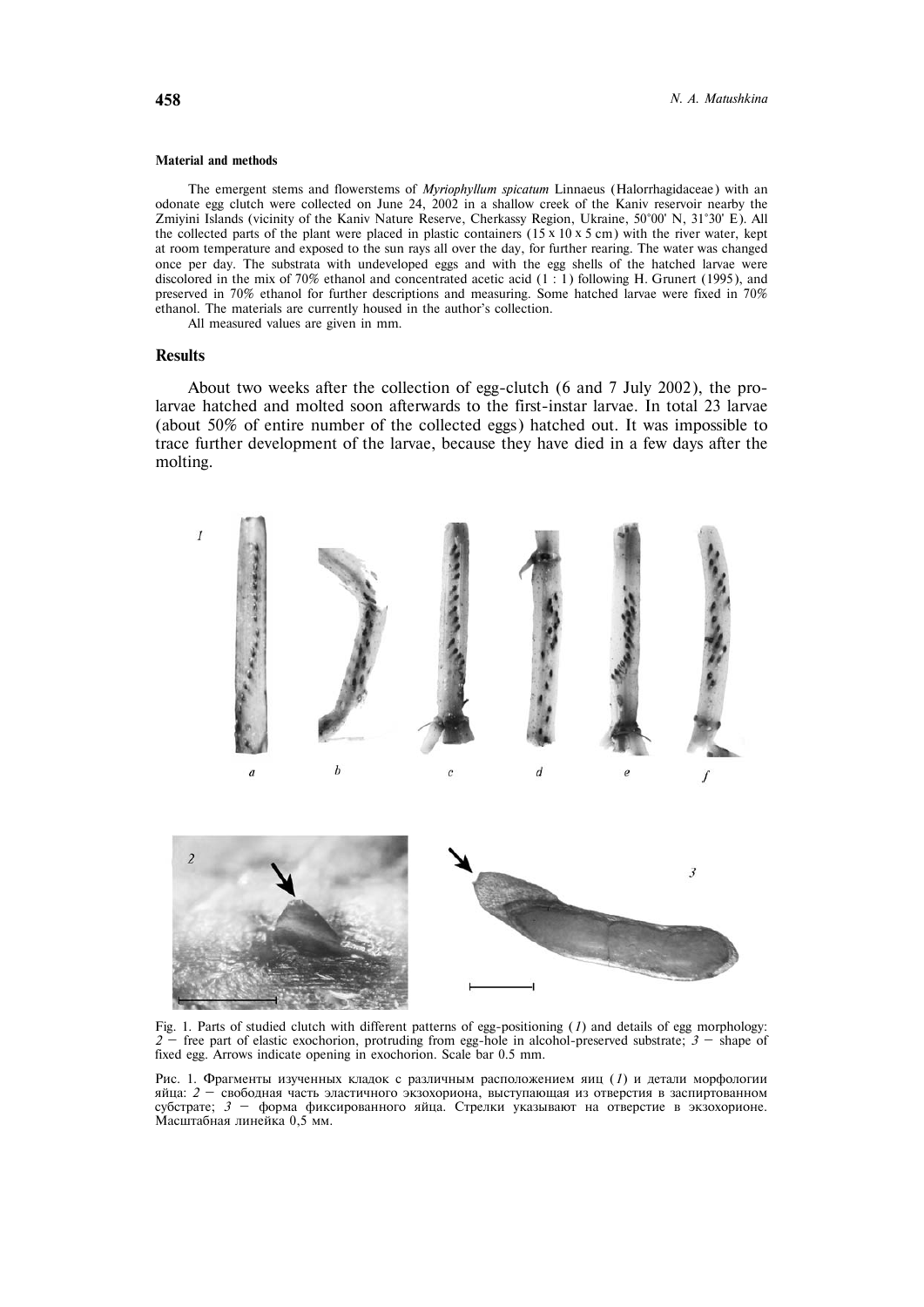#### Material and methods

The emergent stems and flowerstems of *Myriophyllum spicatum* Linnaeus (Halorrhagidaceae) with an odonate egg clutch were collected on June 24, 2002 in a shallow creek of the Kaniv reservoir nearby the Zmiyini Islands (vicinity of the Kaniv Nature Reserve, Cherkassy Region, Ukraine, 50°00' N, 31°30' E). All the collected parts of the plant were placed in plastic containers (15 x 10 x 5 cm) with the river water, kept at room temperature and exposed to the sun rays all over the day, for further rearing. The water was changed once per day. The substrata with undeveloped eggs and with the egg shells of the hatched larvae were discolored in the mix of 70% ethanol and concentrated acetic acid (1 : 1) following H. Grunert (1995), and preserved in 70% ethanol for further descriptions and measuring. Some hatched larvae were fixed in 70% ethanol. The materials are currently housed in the author's collection.

All measured values are given in mm.

## Results

About two weeks after the collection of egg-clutch (6 and 7 July 2002), the prolarvae hatched and molted soon afterwards to the first-instar larvae. In total 23 larvae (about 50% of entire number of the collected eggs) hatched out. It was impossible to trace further development of the larvae, because they have died in a few days after the molting.

Fig. 1. Parts of studied clutch with different patterns of egg-positioning (*1*) and details of egg morphology: *2* — free part of elastic exochorion, protruding from egg-hole in alcohol-preserved substrate; *3* — shape of fixed egg. Arrows indicate opening in exochorion. Scale bar 0.5 mm.

Рис. 1. Фрагменты изученных кладок с различным расположением яиц (*1*) и детали морфологии яйца: *2* — свободная часть эластичного экзохориона, выступающая из отверстия в заспиртованном субстрате; *3* — форма фиксированного яйца. Стрелки указывают на отверстие в экзохорионе. Масштабная линейка 0,5 мм.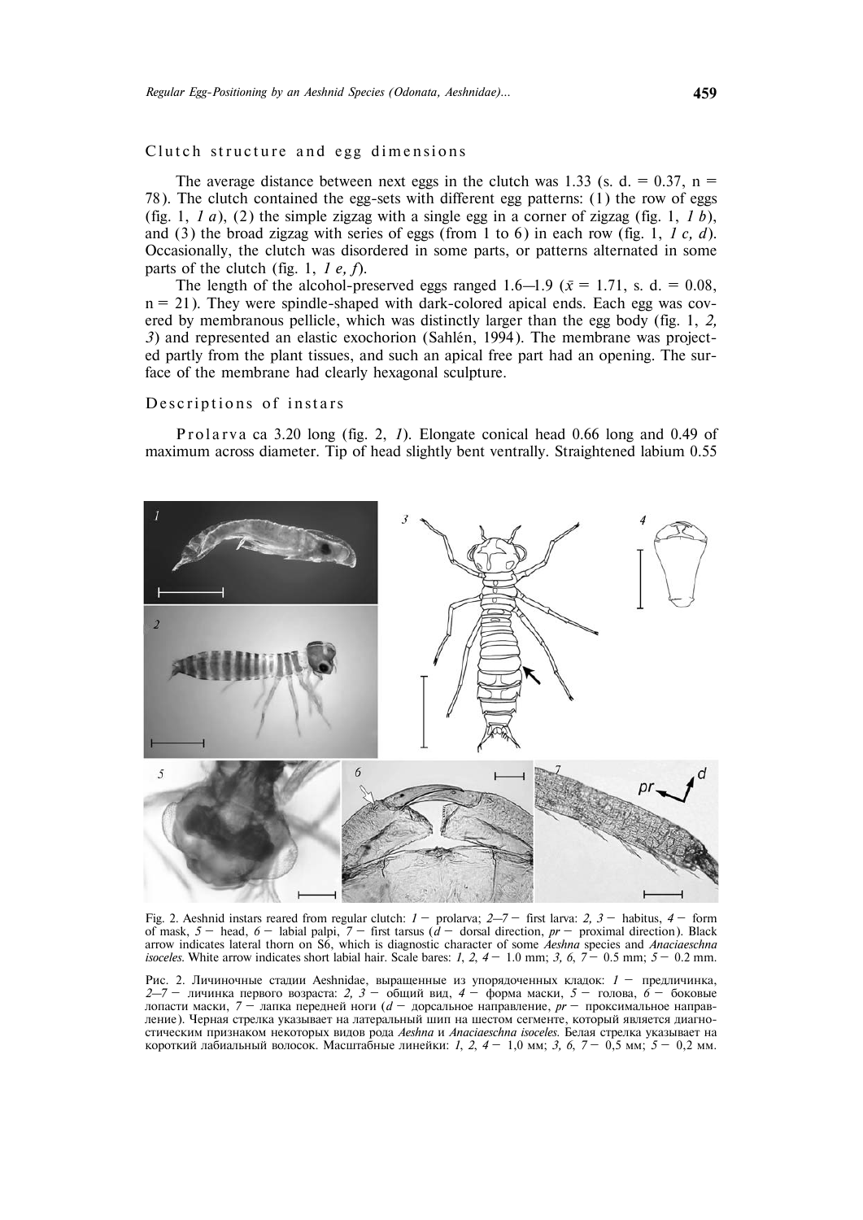### Clutch structure and egg dimensions

The average distance between next eggs in the clutch was 1.33 (s. d. = 0.37, n = 78). The clutch contained the egg-sets with different egg patterns: (1) the row of eggs (fig. 1, *1 a*), (2) the simple zigzag with a single egg in a corner of zigzag (fig. 1, *1 b*), and (3) the broad zigzag with series of eggs (from 1 to 6) in each row (fig. 1, *1 c, d*). Occasionally, the clutch was disordered in some parts, or patterns alternated in some parts of the clutch (fig. 1, *1 e, f*).

The length of the alcohol-preserved eggs ranged 1.6—1.9 ($\bar{x}$ = 1.71, s. d. = 0.08, n = 21). They were spindle-shaped with dark-colored apical ends. Each egg was covered by membranous pellicle, which was distinctly larger than the egg body (fig. 1, *2, 3*) and represented an elastic exochorion (Sahlén, 1994). The membrane was projected partly from the plant tissues, and such an apical free part had an opening. The surface of the membrane had clearly hexagonal sculpture.

### Descriptions of instars

Prolarva ca 3.20 long (fig. 2, *1*). Elongate conical head 0.66 long and 0.49 of maximum across diameter. Tip of head slightly bent ventrally. Straightened labium 0.55

Fig. 2. Aeshnid instars reared from regular clutch: *1* — prolarva; *2—7* — first larva: *2, 3* — habitus, *4* — form of mask, *5* — head, *6* — labial palpi, *7* — first tarsus (*d* — dorsal direction, *pr* — proximal direction). Black arrow indicates lateral thorn on S6, which is diagnostic character of some *Aeshna* species and *Anaciaeschna isoceles*. White arrow indicates short labial hair. Scale bares: *1, 2, 4* — 1.0 mm; *3, 6, 7* — 0.5 mm; *5* — 0.2 mm.

Рис. 2. Личиночные стадии Aeshnidae, выращенные из упорядоченных кладок: *1* — предличинка, *2—7* — личинка первого возраста: *2, 3* — общий вид, *4* — форма маски, *5* — голова, *6* — боковые лопасти маски, *7* — лапка передней ноги (*d* — дорсальное направление, *pr* — проксимальное направление). Черная стрелка указывает на латеральный шип на шестом сегменте, который является диагностическим признаком некоторых видов рода *Aeshna* и *Anaciaeschna isoceles*. Белая стрелка указывает на короткий лабиальный волосок. Масштабные линейки: *1, 2, 4* — 1,0 мм; *3, 6, 7* — 0,5 мм; *5* — 0,2 мм.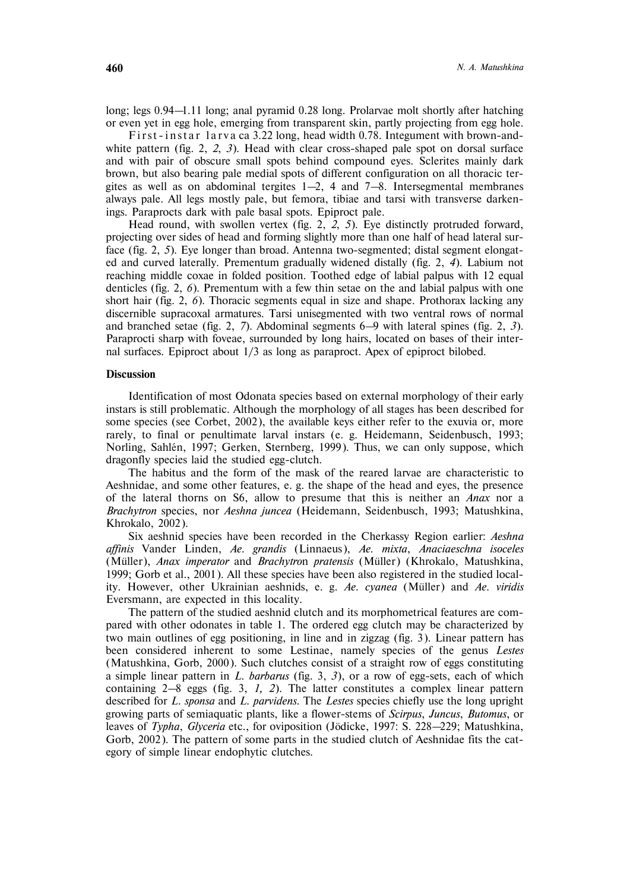long; legs 0.94—1.11 long; anal pyramid 0.28 long. Prolarvae molt shortly after hatching or even yet in egg hole, emerging from transparent skin, partly projecting from egg hole.

First-instar larva ca 3.22 long, head width 0.78. Integument with brown-and-white pattern (fig. 2, *2*, *3*). Head with clear cross-shaped pale spot on dorsal surface and with pair of obscure small spots behind compound eyes. Sclerites mainly dark brown, but also bearing pale medial spots of different configuration on all thoracic tergites as well as on abdominal tergites 1—2, 4 and 7—8. Intersegmental membranes always pale. All legs mostly pale, but femora, tibiae and tarsi with transverse darkenings. Paraprocts dark with pale basal spots. Epiproct pale.

Head round, with swollen vertex (fig. 2, *2*, *5*). Eye distinctly protruded forward, projecting over sides of head and forming slightly more than one half of head lateral surface (fig. 2, *5*). Eye longer than broad. Antenna two-segmented; distal segment elongated and curved laterally. Prementum gradually widened distally (fig. 2, *4*). Labium not reaching middle coxae in folded position. Toothed edge of labial palpus with 12 equal denticles (fig. 2, *6*). Prementum with a few thin setae on the and labial palpus with one short hair (fig. 2, *6*). Thoracic segments equal in size and shape. Prothorax lacking any discernible supracoxal armatures. Tarsi unisegmented with two ventral rows of normal and branched setae (fig. 2, *7*). Abdominal segments 6—9 with lateral spines (fig. 2, *3*). Paraprocti sharp with foveae, surrounded by long hairs, located on bases of their internal surfaces. Epiproct about 1/3 as long as paraproct. Apex of epiproct bilobed.

## Discussion

Identification of most Odonata species based on external morphology of their early instars is still problematic. Although the morphology of all stages has been described for some species (see Corbet, 2002), the available keys either refer to the exuvia or, more rarely, to final or penultimate larval instars (e. g. Heidemann, Seidenbusch, 1993; Norling, Sahlén, 1997; Gerken, Sternberg, 1999). Thus, we can only suppose, which dragonfly species laid the studied egg-clutch.

The habitus and the form of the mask of the reared larvae are characteristic to Aeshnidae, and some other features, e. g. the shape of the head and eyes, the presence of the lateral thorns on S6, allow to presume that this is neither an *Anax* nor a *Brachytron* species, nor *Aeshna juncea* (Heidemann, Seidenbusch, 1993; Matushkina, Khrokalo, 2002).

Six aeshnid species have been recorded in the Cherkassy Region earlier: *Aeshna affinis* Vander Linden, *Ae. grandis* (Linnaeus), *Ae. mixta*, *Anaciaeschna isoceles* (Müller), *Anax imperator* and *Brachytron pratensis* (Müller) (Khrokalo, Matushkina, 1999; Gorb et al., 2001). All these species have been also registered in the studied locality. However, other Ukrainian aeshnids, e. g. *Ae. cyanea* (Müller) and *Ae. viridis* Eversmann, are expected in this locality.

The pattern of the studied aeshnid clutch and its morphometrical features are compared with other odonates in table 1. The ordered egg clutch may be characterized by two main outlines of egg positioning, in line and in zigzag (fig. 3). Linear pattern has been considered inherent to some Lestinae, namely species of the genus *Lestes* (Matushkina, Gorb, 2000). Such clutches consist of a straight row of eggs constituting a simple linear pattern in *L. barbarus* (fig. 3, *3*), or a row of egg-sets, each of which containing 2—8 eggs (fig. 3, *1, 2*). The latter constitutes a complex linear pattern described for *L. sponsa* and *L. parvidens*. The *Lestes* species chiefly use the long upright growing parts of semiaquatic plants, like a flower-stems of *Scirpus*, *Juncus*, *Butomus*, or leaves of *Typha*, *Glyceria* etc., for oviposition (Jödicke, 1997: S. 228—229; Matushkina, Gorb, 2002). The pattern of some parts in the studied clutch of Aeshnidae fits the category of simple linear endophytic clutches.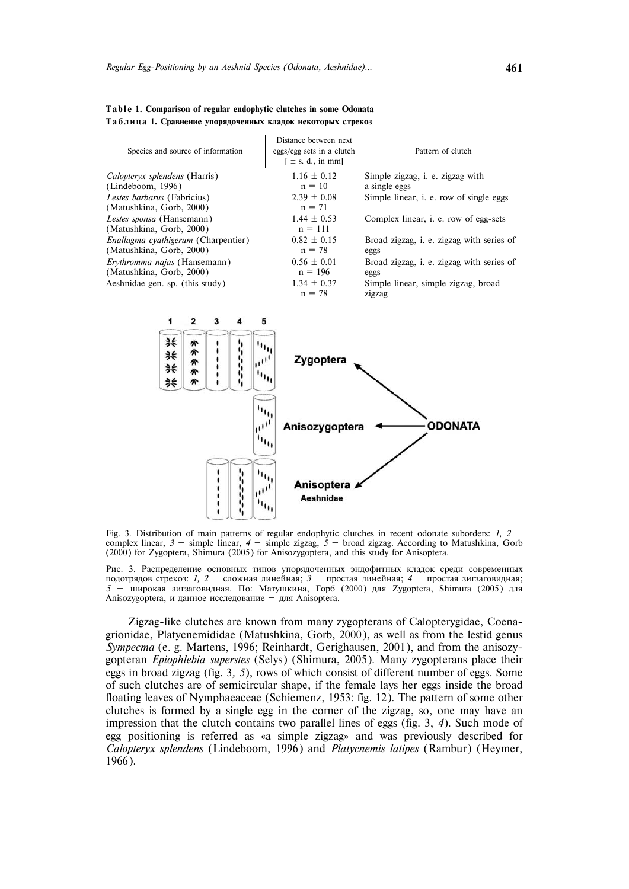**Table 1. Comparison of regular endophytic clutches in some Odonata**

**Таблица 1. Сравнение упорядоченных кладок некоторых стрекоз**

| Species and source of information | Distance between next eggs/egg sets in a clutch [ ± s. d., in mm] | Pattern of clutch |
|---|---|---|
| *Calopteryx splendens* (Harris) (Lindeboom, 1996) | 1.16 ± 0.12 n = 10 | Simple zigzag, i. e. zigzag with a single eggs |
| *Lestes barbarus* (Fabricius) (Matushkina, Gorb, 2000) | 2.39 ± 0.08 n = 71 | Simple linear, i. e. row of single eggs |
| *Lestes sponsa* (Hansemann) (Matushkina, Gorb, 2000) | 1.44 ± 0.53 n = 111 | Complex linear, i. e. row of egg-sets |
| *Enallagma cyathigerum* (Charpentier) (Matushkina, Gorb, 2000) | 0.82 ± 0.15 n = 78 | Broad zigzag, i. e. zigzag with series of eggs |
| *Erythromma najas* (Hansemann) (Matushkina, Gorb, 2000) | 0.56 ± 0.01 n = 196 | Broad zigzag, i. e. zigzag with series of eggs |
| Aeshnidae gen. sp. (this study) | 1.34 ± 0.37 n = 78 | Simple linear, simple zigzag, broad zigzag |

Fig. 3. Distribution of main patterns of regular endophytic clutches in recent odonate suborders: *1, 2* — complex linear, *3* — simple linear, *4* — simple zigzag, *5* — broad zigzag. According to Matushkina, Gorb (2000) for Zygoptera, Shimura (2005) for Anisozygoptera, and this study for Anisoptera.

Рис. 3. Распределение основных типов упорядоченных эндофитных кладок среди современных подотрядов стрекоз: *1, 2* — сложная линейная; *3* — простая линейная; *4* — простая зигзаговидная; *5* — широкая зигзаговидная. По: Матушкина, Горб (2000) для Zygoptera, Shimura (2005) для Anisozygoptera, и данное исследование — для Anisoptera.

Zigzag-like clutches are known from many zygopterans of Calopterygidae, Coenagrionidae, Platycnemididae (Matushkina, Gorb, 2000), as well as from the lestid genus *Sympecma* (e. g. Martens, 1996; Reinhardt, Gerighausen, 2001), and from the anisozygopteran *Epiophlebia superstes* (Selys) (Shimura, 2005). Many zygopterans place their eggs in broad zigzag (fig. 3, *5*), rows of which consist of different number of eggs. Some of such clutches are of semicircular shape, if the female lays her eggs inside the broad floating leaves of Nymphaeaceae (Schiemenz, 1953: fig. 12). The pattern of some other clutches is formed by a single egg in the corner of the zigzag, so, one may have an impression that the clutch contains two parallel lines of eggs (fig. 3, *4*). Such mode of egg positioning is referred as «a simple zigzag» and was previously described for *Calopteryx splendens* (Lindeboom, 1996) and *Platycnemis latipes* (Rambur) (Heymer, 1966).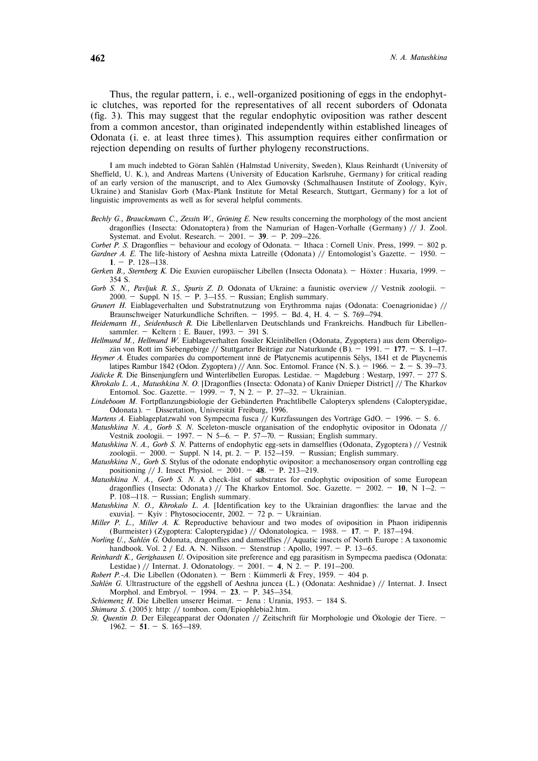Thus, the regular pattern, i. e., well-organized positioning of eggs in the endophytic clutches, was reported for the representatives of all recent suborders of Odonata (fig. 3). This may suggest that the regular endophytic oviposition was rather descent from a common ancestor, than originated independently within established lineages of Odonata (i. e. at least three times). This assumption requires either confirmation or rejection depending on results of further phylogeny reconstructions.

I am much indebted to Göran Sahlén (Halmstad University, Sweden), Klaus Reinhardt (University of Sheffield, U. K.), and Andreas Martens (University of Education Karlsruhe, Germany) for critical reading of an early version of the manuscript, and to Alex Gumovsky (Schmalhausen Institute of Zoology, Kyiv, Ukraine) and Stanislav Gorb (Max-Plank Institute for Metal Research, Stuttgart, Germany) for a lot of linguistic improvements as well as for several helpful comments.

*Bechly G., Brauckmann C., Zessin W., Gröning E.* New results concerning the morphology of the most ancient dragonflies (Insecta: Odonatoptera) from the Namurian of Hagen-Vorhalle (Germany) // J. Zool. Systemat. and Evolut. Research. — 2001. — **39**. — P. 209—226.

*Corbet P. S.* Dragonflies — behaviour and ecology of Odonata. — Ithaca : Cornell Univ. Press, 1999. — 802 p.

*Gardner A. E.* The life-history of Aeshna mixta Latreille (Odonata) // Entomologist's Gazette. — 1950. — **1**. — P. 128—138.

*Gerken B., Sternberg K.* Die Exuvien europäischer Libellen (Insecta Odonata). — Höxter : Huxaria, 1999. — 354 S.

*Gorb S. N., Pavljuk R. S., Spuris Z. D.* Odonata of Ukraine: a faunistic overview // Vestnik zoologii. — 2000. — Suppl. N 15. — P. 3—155. — Russian; English summary.

*Grunert H.* Eiablageverhalten und Substratnutzung von Erythromma najas (Odonata: Coenagrionidae) // Braunschweiger Naturkundliche Schriften. — 1995. — Bd. 4, H. 4. — S. 769—794.

*Heidemann H., Seidenbusch R.* Die Libellenlarven Deutschlands und Frankreichs. Handbuch für Libellensammler. — Keltern : E. Bauer, 1993. — 391 S.

*Hellmund M., Hellmund W.* Eiablageverhalten fossiler Kleinlibellen (Odonata, Zygoptera) aus dem Oberoligozän von Rott im Siebengebirge // Stuttgarter Beiträge zur Naturkunde (B). — 1991. — **177**. — S. 1—17.

*Heymer A.* Ètudes comparées du comportement inné de Platycnemis acutipennis Sélys, 1841 et de Playcnemis latipes Rambur 1842 (Odon. Zygoptera) // Ann. Soc. Entomol. France (N. S.). — 1966. — **2**. — S. 39—73.

*Jödicke R.* Die Binsenjungfern und Winterlibellen Europas. Lestidae. — Magdeburg : Westarp, 1997. — 277 S.

*Khrokalo L. A., Matushkina N. O.* [Dragonflies (Insecta: Odonata) of Kaniv Dnieper District] // The Kharkov Entomol. Soc. Gazette. — 1999. — **7**, N 2. — P. 27—32. — Ukrainian.

*Lindeboom M.* Fortpflanzungsbiologie der Gebänderten Prachtlibelle Calopteryx splendens (Calopterygidae, Odonata). — Dissertation, Universität Freiburg, 1996.

*Martens A.* Eiablageplatzwahl von Sympecma fusca // Kurzfassungen des Vorträge GdO. — 1996. — S. 6.

*Matushkina N. A., Gorb S. N.* Sceleton-muscle organisation of the endophytic ovipositor in Odonata // Vestnik zoologii. — 1997. — N 5—6. — P. 57—70. — Russian; English summary.

*Matushkina N. A., Gorb S. N.* Patterns of endophytic egg-sets in damselflies (Odonata, Zygoptera) // Vestnik zoologii. — 2000. — Suppl. N 14, pt. 2. — P. 152—159. — Russian; English summary.

*Matushkina N., Gorb S.* Stylus of the odonate endophytic ovipositor: a mechanosensory organ controlling egg positioning // J. Insect Physiol. — 2001. — **48**. — P. 213—219.

*Matushkina N. A., Gorb S. N.* A check-list of substrates for endophytic oviposition of some European dragonflies (Insecta: Odonata) // The Kharkov Entomol. Soc. Gazette. — 2002. — **10**, N 1—2. — P. 108—118. — Russian; English summary.

*Matushkina N. O., Khrokalo L. A.* [Identification key to the Ukrainian dragonflies: the larvae and the exuvia]. — Kyiv : Phytosociocentr, 2002. — 72 p. — Ukrainian.

*Miller P. L., Miller A. K.* Reproductive behaviour and two modes of oviposition in Phaon iridipennis (Burmeister) (Zygoptera: Calopterygidae) // Odonatologica. — 1988. — **17**. — P. 187—194.

*Norling U., Sahlén G.* Odonata, dragonflies and damselflies // Aquatic insects of North Europe : A taxonomic handbook. Vol. 2 / Ed. A. N. Nilsson. — Stenstrup : Apollo, 1997. — P. 13—65.

*Reinhardt K., Gerighausen U.* Oviposition site preference and egg parasitism in Sympecma paedisca (Odonata: Lestidae) // Internat. J. Odonatology. — 2001. — **4**, N 2. — P. 191—200.

*Robert P.-A.* Die Libellen (Odonaten). — Bern : Kümmerli & Frey, 1959. — 404 p.

*Sahlén G.* Ultrastructure of the eggshell of Aeshna juncea (L.) (Odonata: Aeshnidae) // Internat. J. Insect Morphol. and Embryol. — 1994. — **23**. — P. 345—354.

*Schiemenz H.* Die Libellen unserer Heimat. — Jena : Urania, 1953. — 184 S.

*Shimura S.* (2005): http: // tombon. com/Epiophlebia2.htm.

*St. Quentin D.* Der Eilegeapparat der Odonaten // Zeitschrift für Morphologie und Ökologie der Tiere. — 1962. — **51**. — S. 165—189.